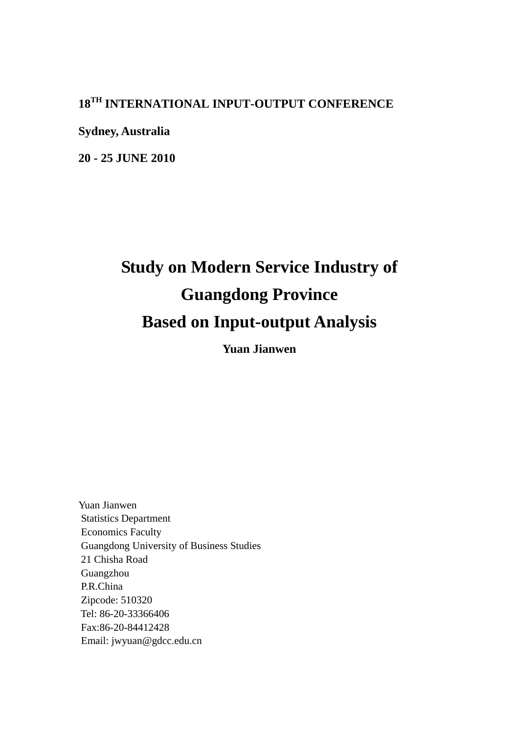**18TH INTERNATIONAL INPUT-OUTPUT CONFERENCE**

**Sydney, Australia**

**20 - 25 JUNE 2010**

# Study on Modern Service Industry of Guangdong Province Based on Input-output Analysis

**Yuan Jianwen**

Yuan Jianwen
Statistics Department
Economics Faculty
Guangdong University of Business Studies
21 Chisha Road
Guangzhou
P.R.China
Zipcode: 510320
Tel: 86-20-33366406
Fax:86-20-84412428
Email: jwyuan@gdcc.edu.cn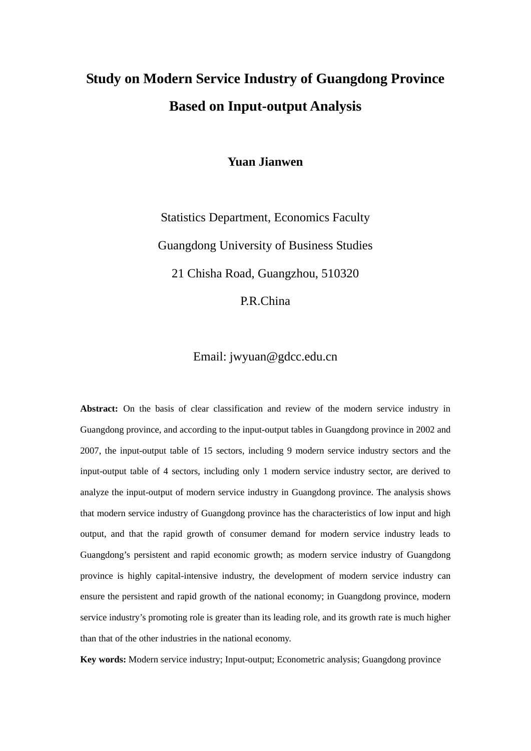# Study on Modern Service Industry of Guangdong Province Based on Input-output Analysis

**Yuan Jianwen**

Statistics Department, Economics Faculty

Guangdong University of Business Studies

21 Chisha Road, Guangzhou, 510320

P.R.China

Email: jwyuan@gdcc.edu.cn

**Abstract:** On the basis of clear classification and review of the modern service industry in Guangdong province, and according to the input-output tables in Guangdong province in 2002 and 2007, the input-output table of 15 sectors, including 9 modern service industry sectors and the input-output table of 4 sectors, including only 1 modern service industry sector, are derived to analyze the input-output of modern service industry in Guangdong province. The analysis shows that modern service industry of Guangdong province has the characteristics of low input and high output, and that the rapid growth of consumer demand for modern service industry leads to Guangdong's persistent and rapid economic growth; as modern service industry of Guangdong province is highly capital-intensive industry, the development of modern service industry can ensure the persistent and rapid growth of the national economy; in Guangdong province, modern service industry's promoting role is greater than its leading role, and its growth rate is much higher than that of the other industries in the national economy.

**Key words:** Modern service industry; Input-output; Econometric analysis; Guangdong province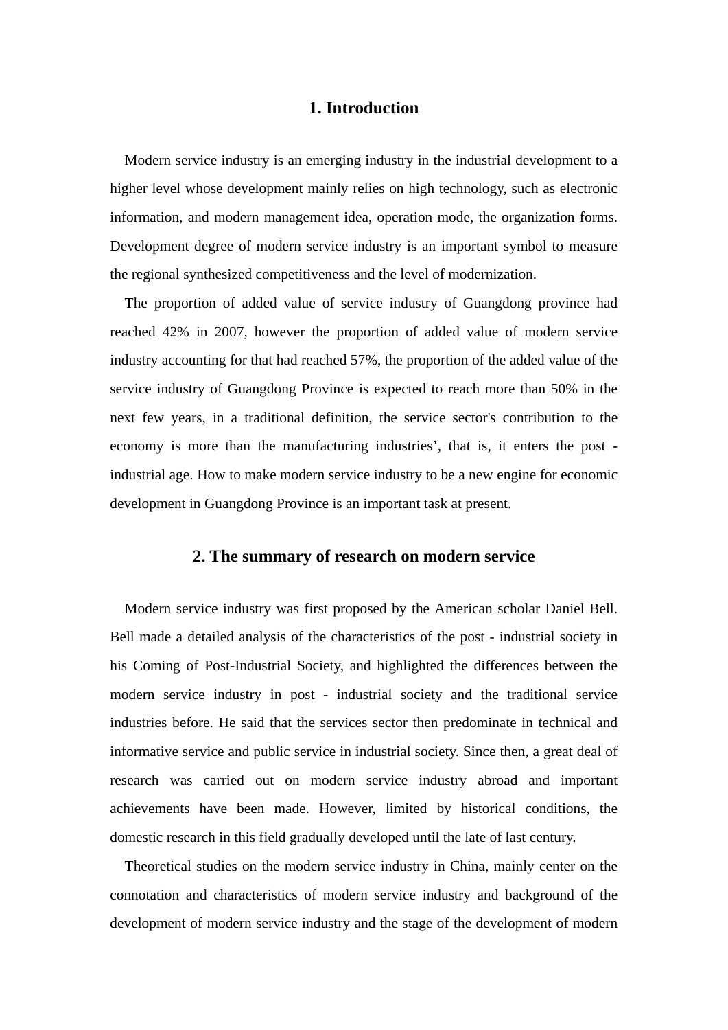## 1. Introduction

Modern service industry is an emerging industry in the industrial development to a higher level whose development mainly relies on high technology, such as electronic information, and modern management idea, operation mode, the organization forms. Development degree of modern service industry is an important symbol to measure the regional synthesized competitiveness and the level of modernization.

The proportion of added value of service industry of Guangdong province had reached 42% in 2007, however the proportion of added value of modern service industry accounting for that had reached 57%, the proportion of the added value of the service industry of Guangdong Province is expected to reach more than 50% in the next few years, in a traditional definition, the service sector's contribution to the economy is more than the manufacturing industries', that is, it enters the post - industrial age. How to make modern service industry to be a new engine for economic development in Guangdong Province is an important task at present.

## 2. The summary of research on modern service

Modern service industry was first proposed by the American scholar Daniel Bell. Bell made a detailed analysis of the characteristics of the post - industrial society in his Coming of Post-Industrial Society, and highlighted the differences between the modern service industry in post - industrial society and the traditional service industries before. He said that the services sector then predominate in technical and informative service and public service in industrial society. Since then, a great deal of research was carried out on modern service industry abroad and important achievements have been made. However, limited by historical conditions, the domestic research in this field gradually developed until the late of last century.

Theoretical studies on the modern service industry in China, mainly center on the connotation and characteristics of modern service industry and background of the development of modern service industry and the stage of the development of modern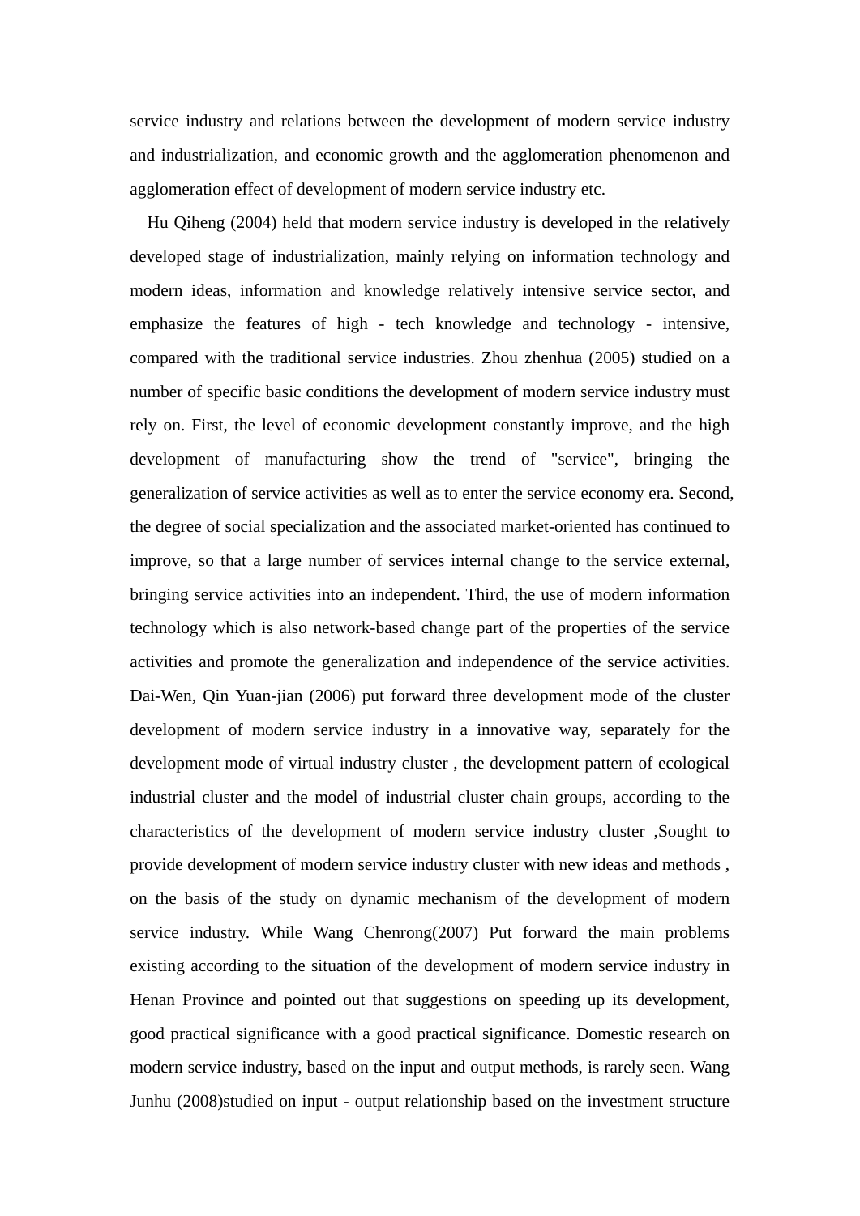service industry and relations between the development of modern service industry and industrialization, and economic growth and the agglomeration phenomenon and agglomeration effect of development of modern service industry etc.

Hu Qiheng (2004) held that modern service industry is developed in the relatively developed stage of industrialization, mainly relying on information technology and modern ideas, information and knowledge relatively intensive service sector, and emphasize the features of high - tech knowledge and technology - intensive, compared with the traditional service industries. Zhou zhenhua (2005) studied on a number of specific basic conditions the development of modern service industry must rely on. First, the level of economic development constantly improve, and the high development of manufacturing show the trend of "service", bringing the generalization of service activities as well as to enter the service economy era. Second, the degree of social specialization and the associated market-oriented has continued to improve, so that a large number of services internal change to the service external, bringing service activities into an independent. Third, the use of modern information technology which is also network-based change part of the properties of the service activities and promote the generalization and independence of the service activities. Dai-Wen, Qin Yuan-jian (2006) put forward three development mode of the cluster development of modern service industry in a innovative way, separately for the development mode of virtual industry cluster , the development pattern of ecological industrial cluster and the model of industrial cluster chain groups, according to the characteristics of the development of modern service industry cluster ,Sought to provide development of modern service industry cluster with new ideas and methods , on the basis of the study on dynamic mechanism of the development of modern service industry. While Wang Chenrong(2007) Put forward the main problems existing according to the situation of the development of modern service industry in Henan Province and pointed out that suggestions on speeding up its development, good practical significance with a good practical significance. Domestic research on modern service industry, based on the input and output methods, is rarely seen. Wang Junhu (2008)studied on input - output relationship based on the investment structure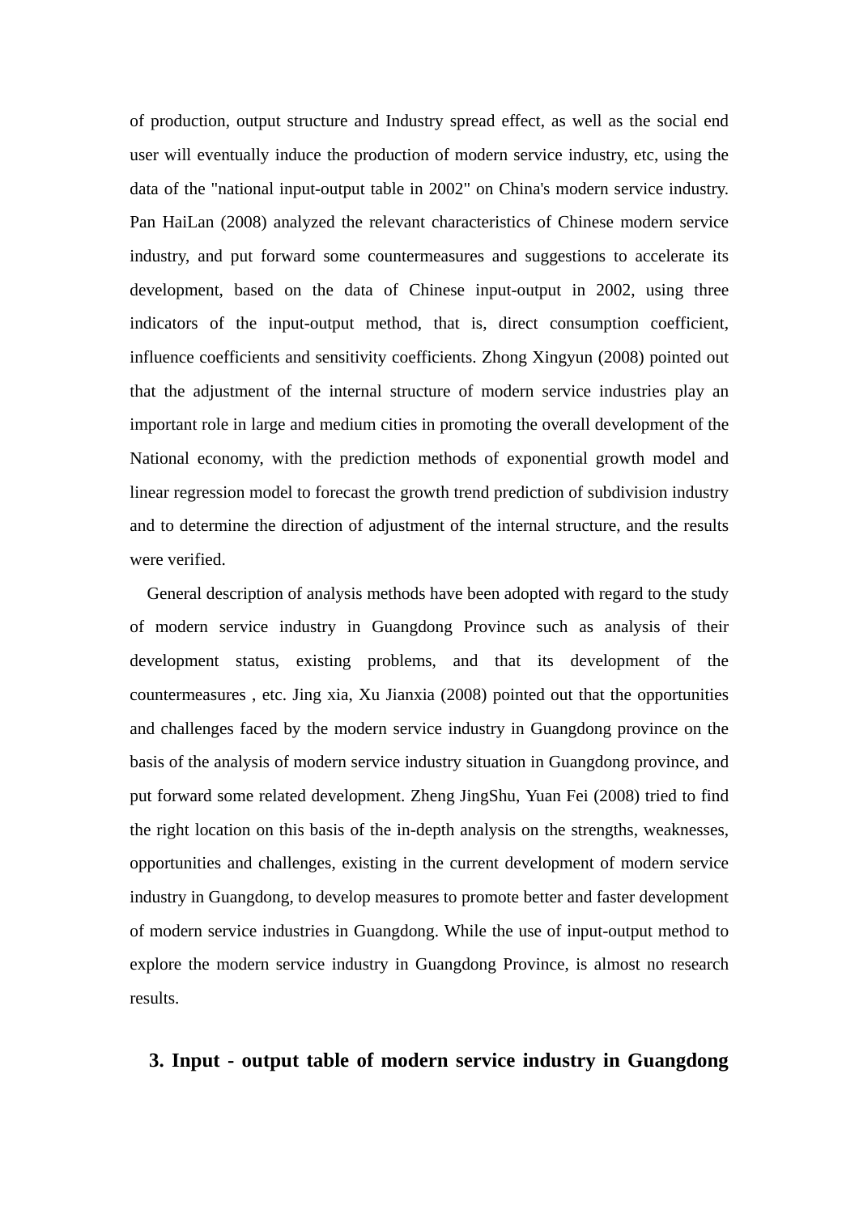of production, output structure and Industry spread effect, as well as the social end user will eventually induce the production of modern service industry, etc, using the data of the "national input-output table in 2002" on China's modern service industry. Pan HaiLan (2008) analyzed the relevant characteristics of Chinese modern service industry, and put forward some countermeasures and suggestions to accelerate its development, based on the data of Chinese input-output in 2002, using three indicators of the input-output method, that is, direct consumption coefficient, influence coefficients and sensitivity coefficients. Zhong Xingyun (2008) pointed out that the adjustment of the internal structure of modern service industries play an important role in large and medium cities in promoting the overall development of the National economy, with the prediction methods of exponential growth model and linear regression model to forecast the growth trend prediction of subdivision industry and to determine the direction of adjustment of the internal structure, and the results were verified.

General description of analysis methods have been adopted with regard to the study of modern service industry in Guangdong Province such as analysis of their development status, existing problems, and that its development of the countermeasures , etc. Jing xia, Xu Jianxia (2008) pointed out that the opportunities and challenges faced by the modern service industry in Guangdong province on the basis of the analysis of modern service industry situation in Guangdong province, and put forward some related development. Zheng JingShu, Yuan Fei (2008) tried to find the right location on this basis of the in-depth analysis on the strengths, weaknesses, opportunities and challenges, existing in the current development of modern service industry in Guangdong, to develop measures to promote better and faster development of modern service industries in Guangdong. While the use of input-output method to explore the modern service industry in Guangdong Province, is almost no research results.

## 3. Input - output table of modern service industry in Guangdong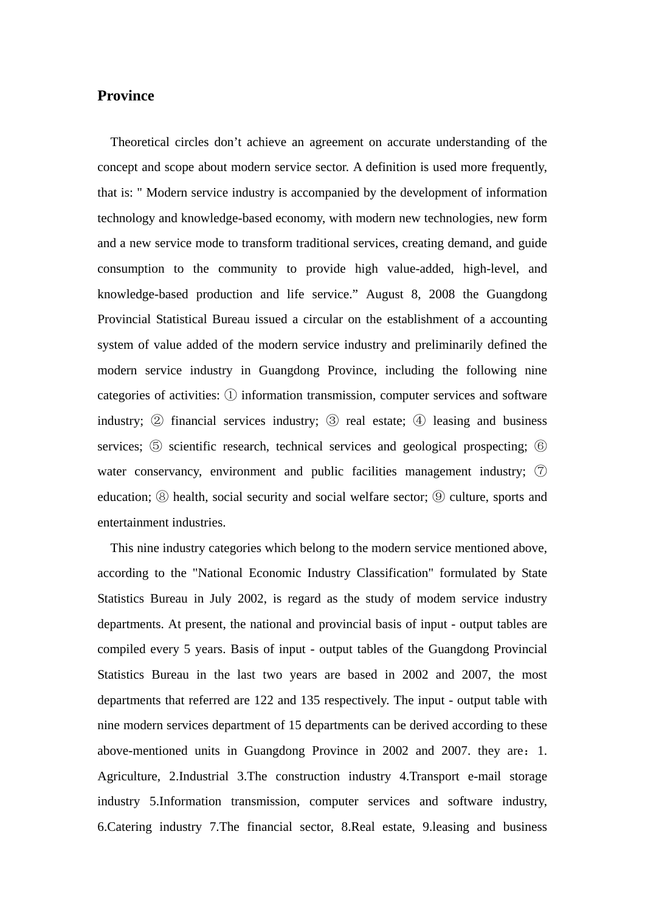**Province**

Theoretical circles don't achieve an agreement on accurate understanding of the concept and scope about modern service sector. A definition is used more frequently, that is: " Modern service industry is accompanied by the development of information technology and knowledge-based economy, with modern new technologies, new form and a new service mode to transform traditional services, creating demand, and guide consumption to the community to provide high value-added, high-level, and knowledge-based production and life service." August 8, 2008 the Guangdong Provincial Statistical Bureau issued a circular on the establishment of a accounting system of value added of the modern service industry and preliminarily defined the modern service industry in Guangdong Province, including the following nine categories of activities: ① information transmission, computer services and software industry; ② financial services industry; ③ real estate; ④ leasing and business services; ⑤ scientific research, technical services and geological prospecting; ⑥ water conservancy, environment and public facilities management industry; ⑦ education; ⑧ health, social security and social welfare sector; ⑨ culture, sports and entertainment industries.

This nine industry categories which belong to the modern service mentioned above, according to the "National Economic Industry Classification" formulated by State Statistics Bureau in July 2002, is regard as the study of modem service industry departments. At present, the national and provincial basis of input - output tables are compiled every 5 years. Basis of input - output tables of the Guangdong Provincial Statistics Bureau in the last two years are based in 2002 and 2007, the most departments that referred are 122 and 135 respectively. The input - output table with nine modern services department of 15 departments can be derived according to these above-mentioned units in Guangdong Province in 2002 and 2007. they are：1. Agriculture, 2.Industrial 3.The construction industry 4.Transport e-mail storage industry 5.Information transmission, computer services and software industry, 6.Catering industry 7.The financial sector, 8.Real estate, 9.leasing and business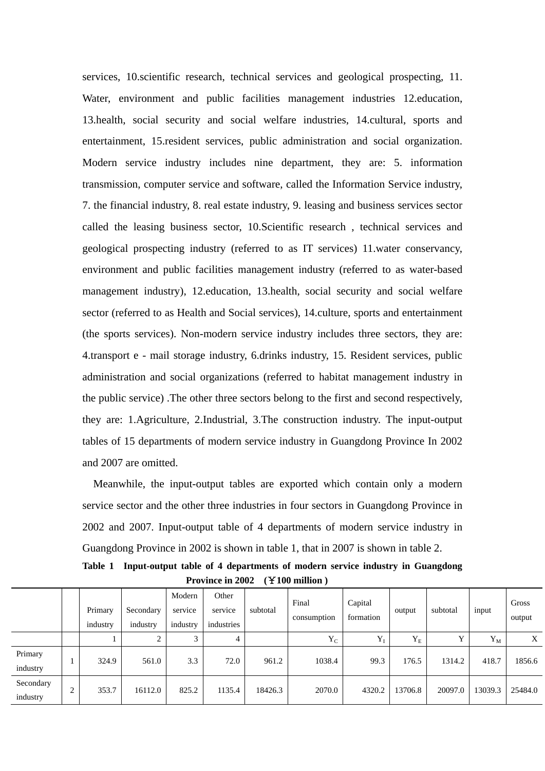services, 10.scientific research, technical services and geological prospecting, 11. Water, environment and public facilities management industries 12.education, 13.health, social security and social welfare industries, 14.cultural, sports and entertainment, 15.resident services, public administration and social organization. Modern service industry includes nine department, they are: 5. information transmission, computer service and software, called the Information Service industry, 7. the financial industry, 8. real estate industry, 9. leasing and business services sector called the leasing business sector, 10.Scientific research , technical services and geological prospecting industry (referred to as IT services) 11.water conservancy, environment and public facilities management industry (referred to as water-based management industry), 12.education, 13.health, social security and social welfare sector (referred to as Health and Social services), 14.culture, sports and entertainment (the sports services). Non-modern service industry includes three sectors, they are: 4.transport e - mail storage industry, 6.drinks industry, 15. Resident services, public administration and social organizations (referred to habitat management industry in the public service) .The other three sectors belong to the first and second respectively, they are: 1.Agriculture, 2.Industrial, 3.The construction industry. The input-output tables of 15 departments of modern service industry in Guangdong Province In 2002 and 2007 are omitted.

Meanwhile, the input-output tables are exported which contain only a modern service sector and the other three industries in four sectors in Guangdong Province in 2002 and 2007. Input-output table of 4 departments of modern service industry in Guangdong Province in 2002 is shown in table 1, that in 2007 is shown in table 2.

**Table 1 Input-output table of 4 departments of modern service industry in Guangdong Province in 2002 (￥100 million )**

| | | Primary industry | Secondary industry | Modern service industry | Other service industries | subtotal | Final consumption | Capital formation | output | subtotal | input | Gross output |
|---|---|---|---|---|---|---|---|---|---|---|---|---|
| | | 1 | 2 | 3 | 4 | | $Y_C$ | $Y_I$ | $Y_E$ | Y | $Y_M$ | X |
| Primary industry | 1 | 324.9 | 561.0 | 3.3 | 72.0 | 961.2 | 1038.4 | 99.3 | 176.5 | 1314.2 | 418.7 | 1856.6 |
| Secondary industry | 2 | 353.7 | 16112.0 | 825.2 | 1135.4 | 18426.3 | 2070.0 | 4320.2 | 13706.8 | 20097.0 | 13039.3 | 25484.0 |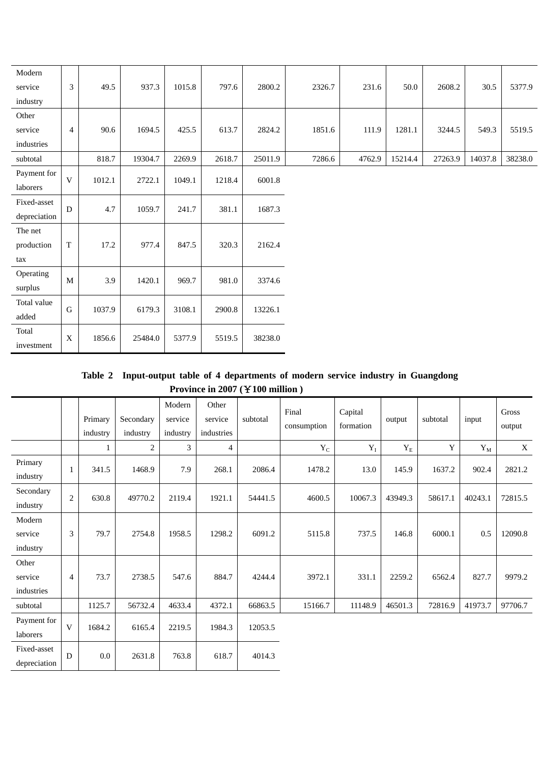| | | | | | | | | | | | | |
|---|---|---|---|---|---|---|---|---|---|---|---|---|
| Modern service industry | 3 | 49.5 | 937.3 | 1015.8 | 797.6 | 2800.2 | 2326.7 | 231.6 | 50.0 | 2608.2 | 30.5 | 5377.9 |
| Other service industries | 4 | 90.6 | 1694.5 | 425.5 | 613.7 | 2824.2 | 1851.6 | 111.9 | 1281.1 | 3244.5 | 549.3 | 5519.5 |
| subtotal | | 818.7 | 19304.7 | 2269.9 | 2618.7 | 25011.9 | 7286.6 | 4762.9 | 15214.4 | 27263.9 | 14037.8 | 38238.0 |
| Payment for laborers | V | 1012.1 | 2722.1 | 1049.1 | 1218.4 | 6001.8 | | | | | | |
| Fixed-asset depreciation | D | 4.7 | 1059.7 | 241.7 | 381.1 | 1687.3 | | | | | | |
| The net production tax | T | 17.2 | 977.4 | 847.5 | 320.3 | 2162.4 | | | | | | |
| Operating surplus | M | 3.9 | 1420.1 | 969.7 | 981.0 | 3374.6 | | | | | | |
| Total value added | G | 1037.9 | 6179.3 | 3108.1 | 2900.8 | 13226.1 | | | | | | |
| Total investment | X | 1856.6 | 25484.0 | 5377.9 | 5519.5 | 38238.0 | | | | | | |

**Table 2 Input-output table of 4 departments of modern service industry in Guangdong Province in 2007 (￥100 million )**

| | | Primary industry | Secondary industry | Modern service industry | Other service industries | subtotal | Final consumption | Capital formation | output | subtotal | input | Gross output |
|---|---|---|---|---|---|---|---|---|---|---|---|---|
| | | 1 | 2 | 3 | 4 | | $Y_C$ | $Y_I$ | $Y_E$ | Y | $Y_M$ | X |
| Primary industry | 1 | 341.5 | 1468.9 | 7.9 | 268.1 | 2086.4 | 1478.2 | 13.0 | 145.9 | 1637.2 | 902.4 | 2821.2 |
| Secondary industry | 2 | 630.8 | 49770.2 | 2119.4 | 1921.1 | 54441.5 | 4600.5 | 10067.3 | 43949.3 | 58617.1 | 40243.1 | 72815.5 |
| Modern service industry | 3 | 79.7 | 2754.8 | 1958.5 | 1298.2 | 6091.2 | 5115.8 | 737.5 | 146.8 | 6000.1 | 0.5 | 12090.8 |
| Other service industries | 4 | 73.7 | 2738.5 | 547.6 | 884.7 | 4244.4 | 3972.1 | 331.1 | 2259.2 | 6562.4 | 827.7 | 9979.2 |
| subtotal | | 1125.7 | 56732.4 | 4633.4 | 4372.1 | 66863.5 | 15166.7 | 11148.9 | 46501.3 | 72816.9 | 41973.7 | 97706.7 |
| Payment for laborers | V | 1684.2 | 6165.4 | 2219.5 | 1984.3 | 12053.5 | | | | | | |
| Fixed-asset depreciation | D | 0.0 | 2631.8 | 763.8 | 618.7 | 4014.3 | | | | | | |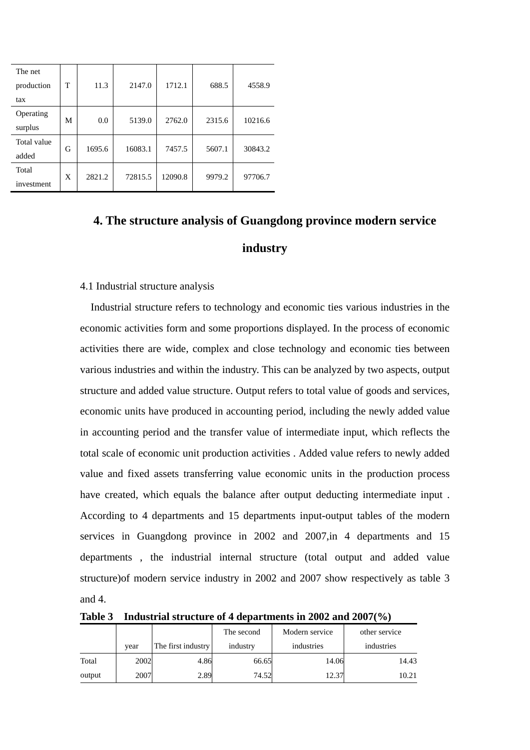| The net production tax | T | 11.3 | 2147.0 | 1712.1 | 688.5 | 4558.9 |
|---|---|---|---|---|---|---|
| Operating surplus | M | 0.0 | 5139.0 | 2762.0 | 2315.6 | 10216.6 |
| Total value added | G | 1695.6 | 16083.1 | 7457.5 | 5607.1 | 30843.2 |
| Total investment | X | 2821.2 | 72815.5 | 12090.8 | 9979.2 | 97706.7 |

## 4. The structure analysis of Guangdong province modern service industry

4.1 Industrial structure analysis

Industrial structure refers to technology and economic ties various industries in the economic activities form and some proportions displayed. In the process of economic activities there are wide, complex and close technology and economic ties between various industries and within the industry. This can be analyzed by two aspects, output structure and added value structure. Output refers to total value of goods and services, economic units have produced in accounting period, including the newly added value in accounting period and the transfer value of intermediate input, which reflects the total scale of economic unit production activities . Added value refers to newly added value and fixed assets transferring value economic units in the production process have created, which equals the balance after output deducting intermediate input . According to 4 departments and 15 departments input-output tables of the modern services in Guangdong province in 2002 and 2007,in 4 departments and 15 departments , the industrial internal structure (total output and added value structure)of modern service industry in 2002 and 2007 show respectively as table 3 and 4.

**Table 3 Industrial structure of 4 departments in 2002 and 2007(%)**

| | year | The first industry | The second industry | Modern service industries | other service industries |
|---|---|---|---|---|---|
| Total output | 2002 | 4.86 | 66.65 | 14.06 | 14.43 |
| | 2007 | 2.89 | 74.52 | 12.37 | 10.21 |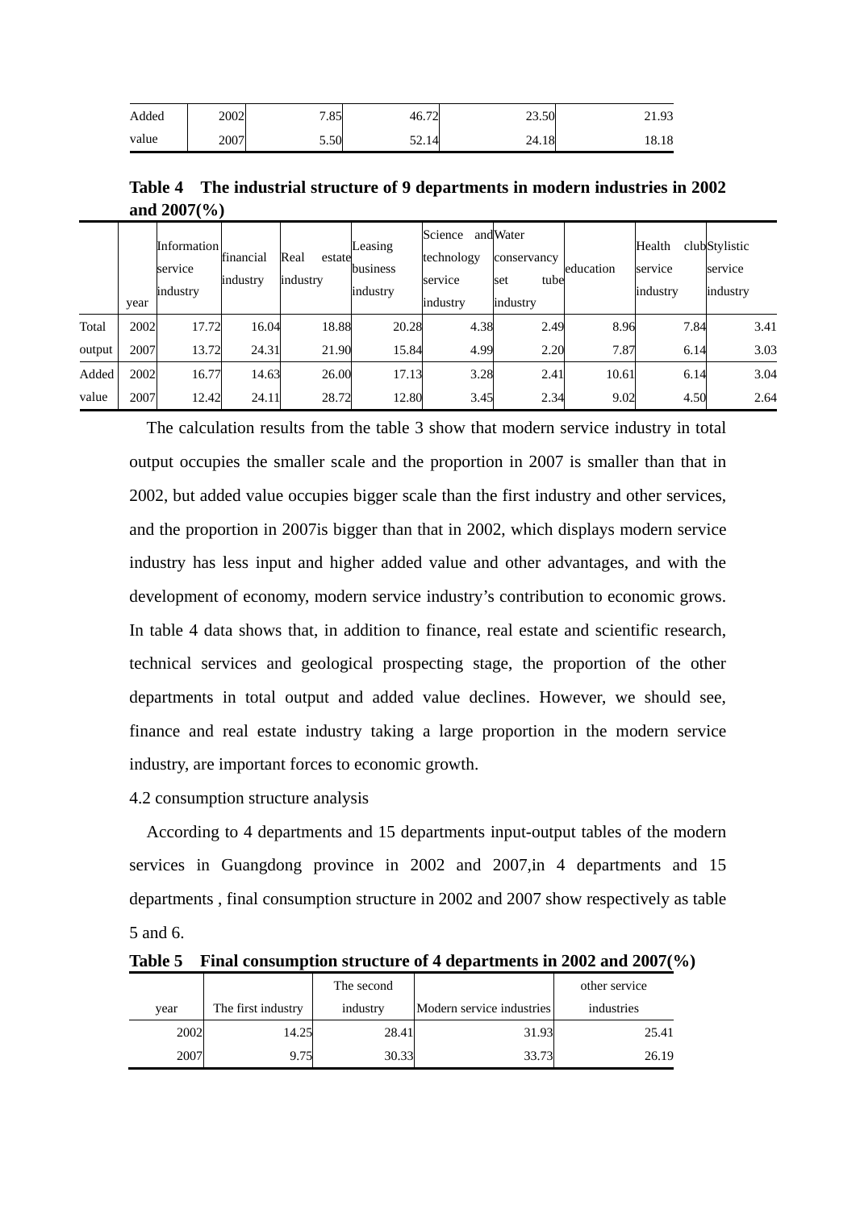| | | | | | |
|---|---|---|---|---|---|
| Added value | 2002 | 7.85 | 46.72 | 23.50 | 21.93 |
| | 2007 | 5.50 | 52.14 | 24.18 | 18.18 |

**Table 4 The industrial structure of 9 departments in modern industries in 2002 and 2007(%)**

| | year | Information service industry | financial industry | Real estate industry | Leasing business industry | Science and technology service industry | Water conservancy set tube industry | education | Health club service industry | Stylistic service industry |
|---|---|---|---|---|---|---|---|---|---|---|
| Total output | 2002 | 17.72 | 16.04 | 18.88 | 20.28 | 4.38 | 2.49 | 8.96 | 7.84 | 3.41 |
| | 2007 | 13.72 | 24.31 | 21.90 | 15.84 | 4.99 | 2.20 | 7.87 | 6.14 | 3.03 |
| Added value | 2002 | 16.77 | 14.63 | 26.00 | 17.13 | 3.28 | 2.41 | 10.61 | 6.14 | 3.04 |
| | 2007 | 12.42 | 24.11 | 28.72 | 12.80 | 3.45 | 2.34 | 9.02 | 4.50 | 2.64 |

The calculation results from the table 3 show that modern service industry in total output occupies the smaller scale and the proportion in 2007 is smaller than that in 2002, but added value occupies bigger scale than the first industry and other services, and the proportion in 2007is bigger than that in 2002, which displays modern service industry has less input and higher added value and other advantages, and with the development of economy, modern service industry's contribution to economic grows. In table 4 data shows that, in addition to finance, real estate and scientific research, technical services and geological prospecting stage, the proportion of the other departments in total output and added value declines. However, we should see, finance and real estate industry taking a large proportion in the modern service industry, are important forces to economic growth.

4.2 consumption structure analysis

According to 4 departments and 15 departments input-output tables of the modern services in Guangdong province in 2002 and 2007,in 4 departments and 15 departments , final consumption structure in 2002 and 2007 show respectively as table 5 and 6.

**Table 5 Final consumption structure of 4 departments in 2002 and 2007(%)**

| year | The first industry | The second industry | Modern service industries | other service industries |
|---|---|---|---|---|
| 2002 | 14.25 | 28.41 | 31.93 | 25.41 |
| 2007 | 9.75 | 30.33 | 33.73 | 26.19 |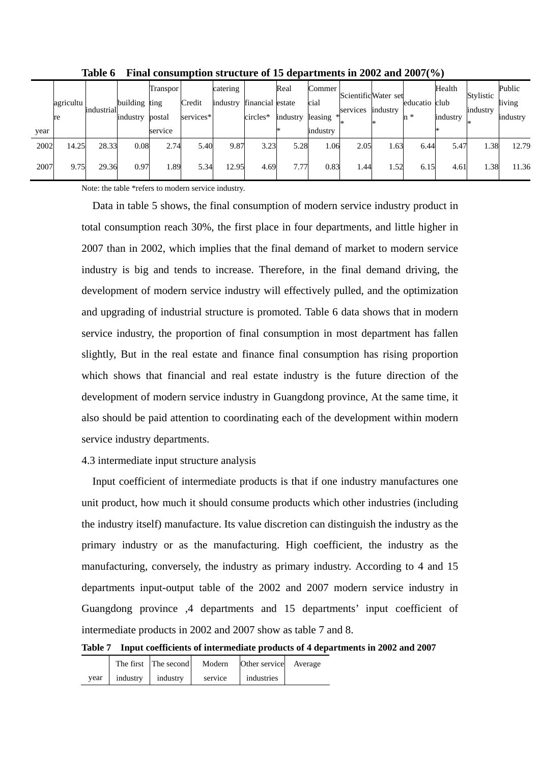**Table 6 Final consumption structure of 15 departments in 2002 and 2007(%)**

| year | agriculture | industrial | building industry | Transporting postal service | Credit services* | catering industry | financial circles* | Real estate industry * | Commercial leasing * industry | Scientific services * | Water set industry * | education * | Health club industry * | Stylistic industry * | Public living industry |
|---|---|---|---|---|---|---|---|---|---|---|---|---|---|---|---|
| 2002 | 14.25 | 28.33 | 0.08 | 2.74 | 5.40 | 9.87 | 3.23 | 5.28 | 1.06 | 2.05 | 1.63 | 6.44 | 5.47 | 1.38 | 12.79 |
| 2007 | 9.75 | 29.36 | 0.97 | 1.89 | 5.34 | 12.95 | 4.69 | 7.77 | 0.83 | 1.44 | 1.52 | 6.15 | 4.61 | 1.38 | 11.36 |

Note: the table *refers to modern service industry.

Data in table 5 shows, the final consumption of modern service industry product in total consumption reach 30%, the first place in four departments, and little higher in 2007 than in 2002, which implies that the final demand of market to modern service industry is big and tends to increase. Therefore, in the final demand driving, the development of modern service industry will effectively pulled, and the optimization and upgrading of industrial structure is promoted. Table 6 data shows that in modern service industry, the proportion of final consumption in most department has fallen slightly, But in the real estate and finance final consumption has rising proportion which shows that financial and real estate industry is the future direction of the development of modern service industry in Guangdong province, At the same time, it also should be paid attention to coordinating each of the development within modern service industry departments.

4.3 intermediate input structure analysis

Input coefficient of intermediate products is that if one industry manufactures one unit product, how much it should consume products which other industries (including the industry itself) manufacture. Its value discretion can distinguish the industry as the primary industry or as the manufacturing. High coefficient, the industry as the manufacturing, conversely, the industry as primary industry. According to 4 and 15 departments input-output table of the 2002 and 2007 modern service industry in Guangdong province ,4 departments and 15 departments' input coefficient of intermediate products in 2002 and 2007 show as table 7 and 8.

**Table 7 Input coefficients of intermediate products of 4 departments in 2002 and 2007**

| year | The first industry | The second industry | Modern service | Other service industries | Average |
|---|---|---|---|---|---|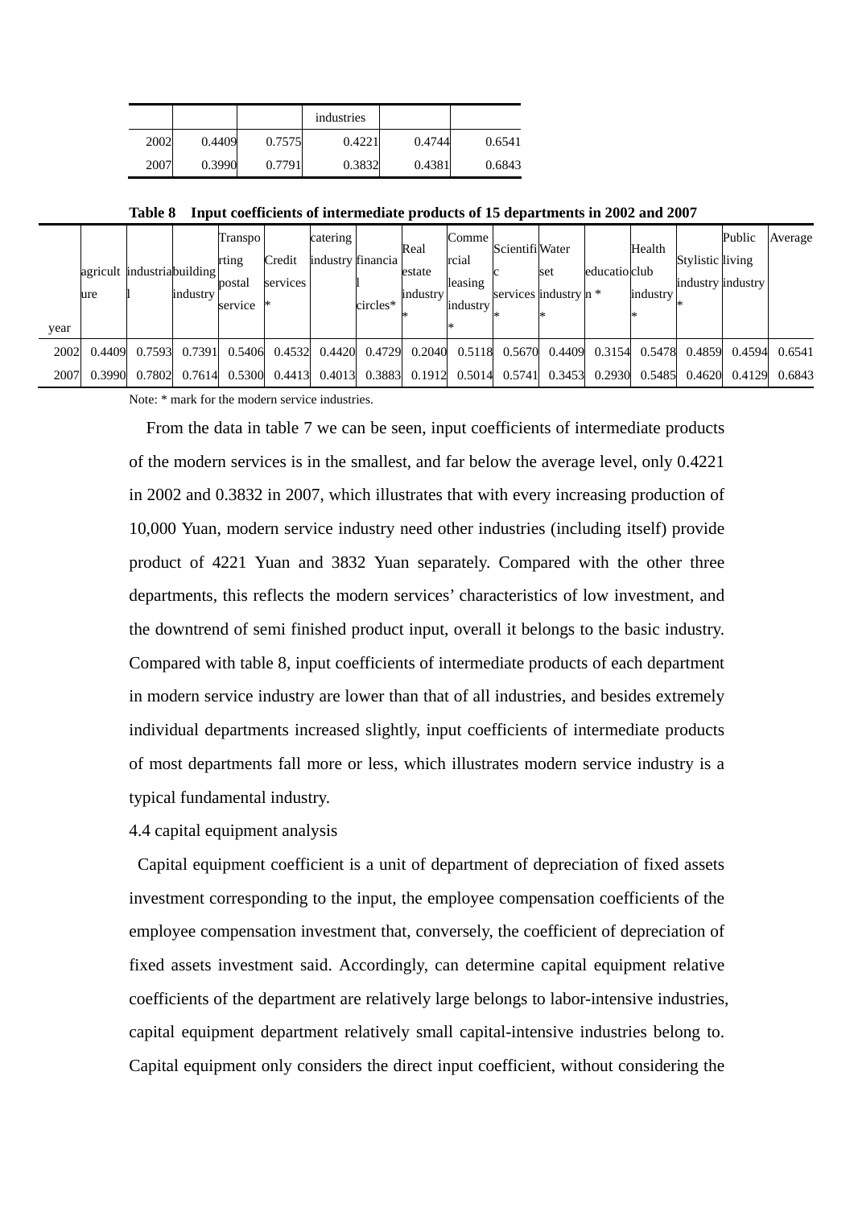| | | | industries | | |
|---|---|---|---|---|---|
| 2002 | 0.4409 | 0.7575 | 0.4221 | 0.4744 | 0.6541 |
| 2007 | 0.3990 | 0.7791 | 0.3832 | 0.4381 | 0.6843 |

**Table 8 Input coefficients of intermediate products of 15 departments in 2002 and 2007**

| year | agriculture | industrial | building industry | Transporting postal service | Credit services * | catering industry | financial circles* | Real estate industry * | Commercial leasing industry * | Scientific services * | Water set industry * | education * | Health club industry * | Stylistic industry * | Public living industry | Average |
|---|---|---|---|---|---|---|---|---|---|---|---|---|---|---|---|---|
| 2002 | 0.4409 | 0.7593 | 0.7391 | 0.5406 | 0.4532 | 0.4420 | 0.4729 | 0.2040 | 0.5118 | 0.5670 | 0.4409 | 0.3154 | 0.5478 | 0.4859 | 0.4594 | 0.6541 |
| 2007 | 0.3990 | 0.7802 | 0.7614 | 0.5300 | 0.4413 | 0.4013 | 0.3883 | 0.1912 | 0.5014 | 0.5741 | 0.3453 | 0.2930 | 0.5485 | 0.4620 | 0.4129 | 0.6843 |

Note: * mark for the modern service industries.

From the data in table 7 we can be seen, input coefficients of intermediate products of the modern services is in the smallest, and far below the average level, only 0.4221 in 2002 and 0.3832 in 2007, which illustrates that with every increasing production of 10,000 Yuan, modern service industry need other industries (including itself) provide product of 4221 Yuan and 3832 Yuan separately. Compared with the other three departments, this reflects the modern services' characteristics of low investment, and the downtrend of semi finished product input, overall it belongs to the basic industry. Compared with table 8, input coefficients of intermediate products of each department in modern service industry are lower than that of all industries, and besides extremely individual departments increased slightly, input coefficients of intermediate products of most departments fall more or less, which illustrates modern service industry is a typical fundamental industry.

4.4 capital equipment analysis

Capital equipment coefficient is a unit of department of depreciation of fixed assets investment corresponding to the input, the employee compensation coefficients of the employee compensation investment that, conversely, the coefficient of depreciation of fixed assets investment said. Accordingly, can determine capital equipment relative coefficients of the department are relatively large belongs to labor-intensive industries, capital equipment department relatively small capital-intensive industries belong to. Capital equipment only considers the direct input coefficient, without considering the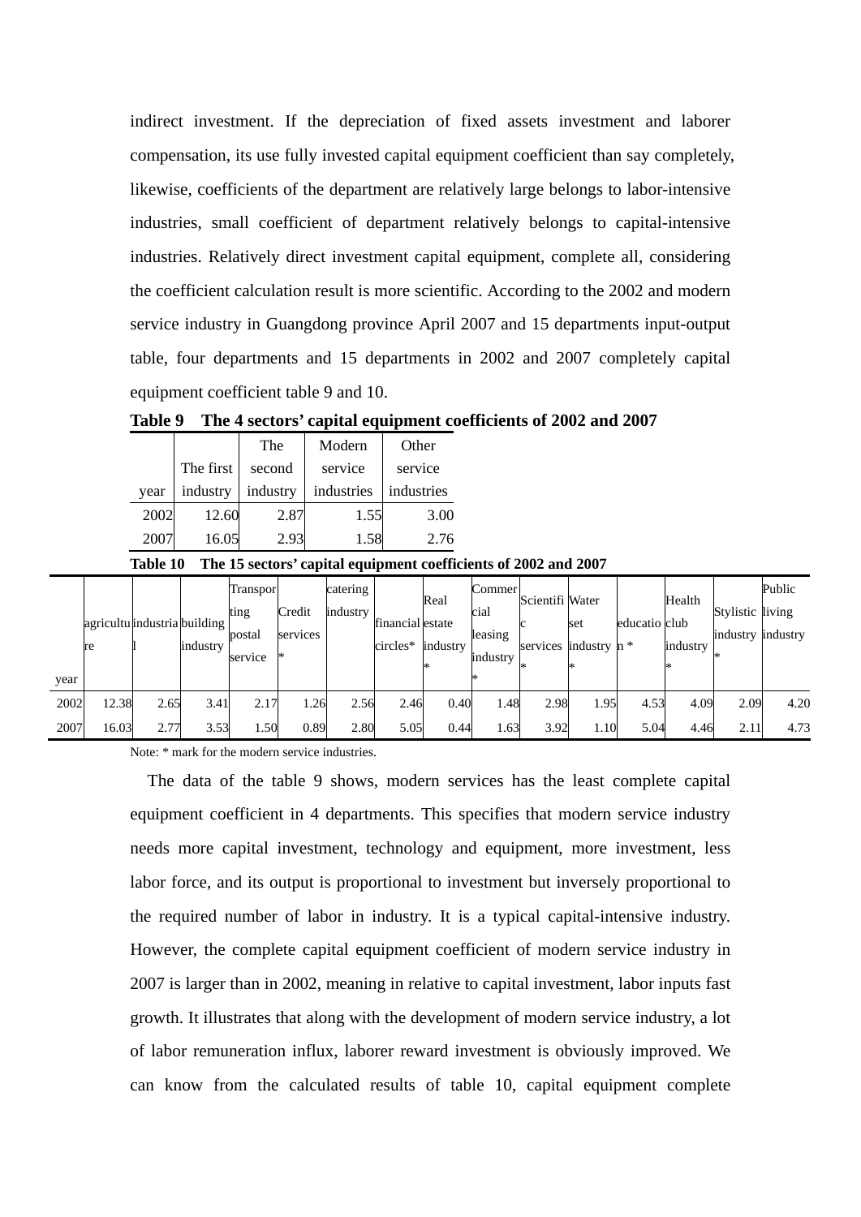indirect investment. If the depreciation of fixed assets investment and laborer compensation, its use fully invested capital equipment coefficient than say completely, likewise, coefficients of the department are relatively large belongs to labor-intensive industries, small coefficient of department relatively belongs to capital-intensive industries. Relatively direct investment capital equipment, complete all, considering the coefficient calculation result is more scientific. According to the 2002 and modern service industry in Guangdong province April 2007 and 15 departments input-output table, four departments and 15 departments in 2002 and 2007 completely capital equipment coefficient table 9 and 10.

**Table 9 The 4 sectors' capital equipment coefficients of 2002 and 2007**

| year | The first industry | The second industry | Modern service industries | Other service industries |
|---|---|---|---|---|
| 2002 | 12.60 | 2.87 | 1.55 | 3.00 |
| 2007 | 16.05 | 2.93 | 1.58 | 2.76 |

**Table 10 The 15 sectors' capital equipment coefficients of 2002 and 2007**

| year | agriculture | industrial | building industry | Transporting postal service | Credit services * | catering industry | financial circles* | Real estate industry * | Commercial leasing industry * | Scientific services * | Water set industry * | education * | Health club industry * | Stylistic industry * | Public living industry |
|---|---|---|---|---|---|---|---|---|---|---|---|---|---|---|---|
| 2002 | 12.38 | 2.65 | 3.41 | 2.17 | 1.26 | 2.56 | 2.46 | 0.40 | 1.48 | 2.98 | 1.95 | 4.53 | 4.09 | 2.09 | 4.20 |
| 2007 | 16.03 | 2.77 | 3.53 | 1.50 | 0.89 | 2.80 | 5.05 | 0.44 | 1.63 | 3.92 | 1.10 | 5.04 | 4.46 | 2.11 | 4.73 |

Note: * mark for the modern service industries.

The data of the table 9 shows, modern services has the least complete capital equipment coefficient in 4 departments. This specifies that modern service industry needs more capital investment, technology and equipment, more investment, less labor force, and its output is proportional to investment but inversely proportional to the required number of labor in industry. It is a typical capital-intensive industry. However, the complete capital equipment coefficient of modern service industry in 2007 is larger than in 2002, meaning in relative to capital investment, labor inputs fast growth. It illustrates that along with the development of modern service industry, a lot of labor remuneration influx, laborer reward investment is obviously improved. We can know from the calculated results of table 10, capital equipment complete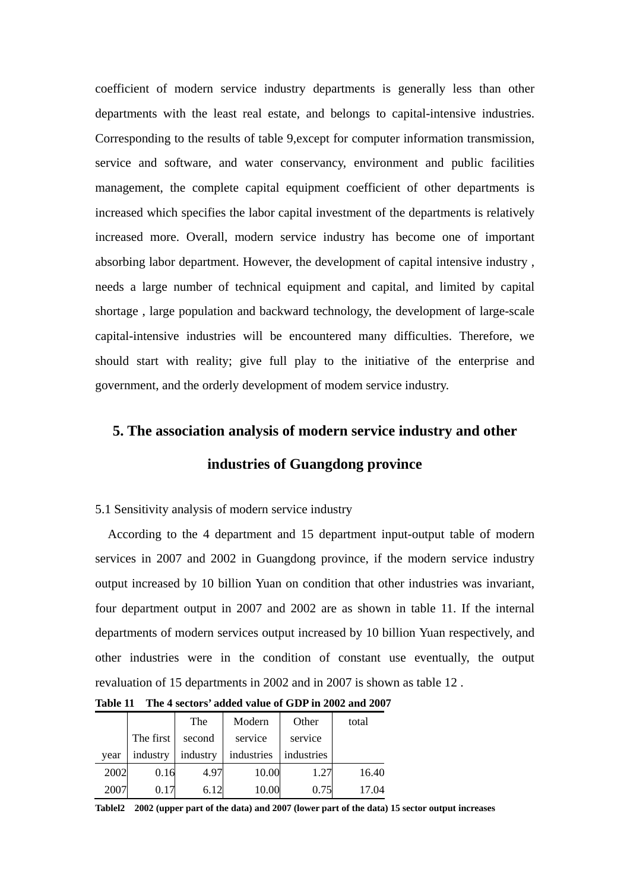coefficient of modern service industry departments is generally less than other departments with the least real estate, and belongs to capital-intensive industries. Corresponding to the results of table 9,except for computer information transmission, service and software, and water conservancy, environment and public facilities management, the complete capital equipment coefficient of other departments is increased which specifies the labor capital investment of the departments is relatively increased more. Overall, modern service industry has become one of important absorbing labor department. However, the development of capital intensive industry , needs a large number of technical equipment and capital, and limited by capital shortage , large population and backward technology, the development of large-scale capital-intensive industries will be encountered many difficulties. Therefore, we should start with reality; give full play to the initiative of the enterprise and government, and the orderly development of modem service industry.

## 5. The association analysis of modern service industry and other industries of Guangdong province

5.1 Sensitivity analysis of modern service industry

According to the 4 department and 15 department input-output table of modern services in 2007 and 2002 in Guangdong province, if the modern service industry output increased by 10 billion Yuan on condition that other industries was invariant, four department output in 2007 and 2002 are as shown in table 11. If the internal departments of modern services output increased by 10 billion Yuan respectively, and other industries were in the condition of constant use eventually, the output revaluation of 15 departments in 2002 and in 2007 is shown as table 12 .

**Table 11 The 4 sectors' added value of GDP in 2002 and 2007**

| year | The first industry | The second industry | Modern service industries | Other service industries | total |
|---|---|---|---|---|---|
| 2002 | 0.16 | 4.97 | 10.00 | 1.27 | 16.40 |
| 2007 | 0.17 | 6.12 | 10.00 | 0.75 | 17.04 |

**Tablel2 2002 (upper part of the data) and 2007 (lower part of the data) 15 sector output increases**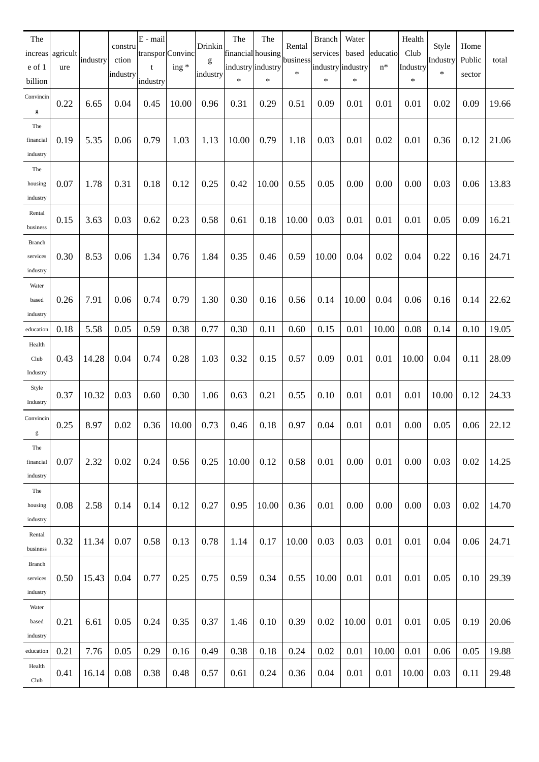| The increase of 1 billion | agriculture | industry | construction industry | E - mail transport industry | Convincing * | Drinking industry | The financial industry * | The housing industry * | Rental business * | Branch services industry * | Water based industry * | education* | Health Club Industry * | Style Industry * | Home Public sector | total |
|---|---|---|---|---|---|---|---|---|---|---|---|---|---|---|---|---|
| Convincing | 0.22 | 6.65 | 0.04 | 0.45 | 10.00 | 0.96 | 0.31 | 0.29 | 0.51 | 0.09 | 0.01 | 0.01 | 0.01 | 0.02 | 0.09 | 19.66 |
| The financial industry | 0.19 | 5.35 | 0.06 | 0.79 | 1.03 | 1.13 | 10.00 | 0.79 | 1.18 | 0.03 | 0.01 | 0.02 | 0.01 | 0.36 | 0.12 | 21.06 |
| The housing industry | 0.07 | 1.78 | 0.31 | 0.18 | 0.12 | 0.25 | 0.42 | 10.00 | 0.55 | 0.05 | 0.00 | 0.00 | 0.00 | 0.03 | 0.06 | 13.83 |
| Rental business | 0.15 | 3.63 | 0.03 | 0.62 | 0.23 | 0.58 | 0.61 | 0.18 | 10.00 | 0.03 | 0.01 | 0.01 | 0.01 | 0.05 | 0.09 | 16.21 |
| Branch services industry | 0.30 | 8.53 | 0.06 | 1.34 | 0.76 | 1.84 | 0.35 | 0.46 | 0.59 | 10.00 | 0.04 | 0.02 | 0.04 | 0.22 | 0.16 | 24.71 |
| Water based industry | 0.26 | 7.91 | 0.06 | 0.74 | 0.79 | 1.30 | 0.30 | 0.16 | 0.56 | 0.14 | 10.00 | 0.04 | 0.06 | 0.16 | 0.14 | 22.62 |
| education | 0.18 | 5.58 | 0.05 | 0.59 | 0.38 | 0.77 | 0.30 | 0.11 | 0.60 | 0.15 | 0.01 | 10.00 | 0.08 | 0.14 | 0.10 | 19.05 |
| Health Club Industry | 0.43 | 14.28 | 0.04 | 0.74 | 0.28 | 1.03 | 0.32 | 0.15 | 0.57 | 0.09 | 0.01 | 0.01 | 10.00 | 0.04 | 0.11 | 28.09 |
| Style Industry | 0.37 | 10.32 | 0.03 | 0.60 | 0.30 | 1.06 | 0.63 | 0.21 | 0.55 | 0.10 | 0.01 | 0.01 | 0.01 | 10.00 | 0.12 | 24.33 |
| Convincing | 0.25 | 8.97 | 0.02 | 0.36 | 10.00 | 0.73 | 0.46 | 0.18 | 0.97 | 0.04 | 0.01 | 0.01 | 0.00 | 0.05 | 0.06 | 22.12 |
| The financial industry | 0.07 | 2.32 | 0.02 | 0.24 | 0.56 | 0.25 | 10.00 | 0.12 | 0.58 | 0.01 | 0.00 | 0.01 | 0.00 | 0.03 | 0.02 | 14.25 |
| The housing industry | 0.08 | 2.58 | 0.14 | 0.14 | 0.12 | 0.27 | 0.95 | 10.00 | 0.36 | 0.01 | 0.00 | 0.00 | 0.00 | 0.03 | 0.02 | 14.70 |
| Rental business | 0.32 | 11.34 | 0.07 | 0.58 | 0.13 | 0.78 | 1.14 | 0.17 | 10.00 | 0.03 | 0.03 | 0.01 | 0.01 | 0.04 | 0.06 | 24.71 |
| Branch services industry | 0.50 | 15.43 | 0.04 | 0.77 | 0.25 | 0.75 | 0.59 | 0.34 | 0.55 | 10.00 | 0.01 | 0.01 | 0.01 | 0.05 | 0.10 | 29.39 |
| Water based industry | 0.21 | 6.61 | 0.05 | 0.24 | 0.35 | 0.37 | 1.46 | 0.10 | 0.39 | 0.02 | 10.00 | 0.01 | 0.01 | 0.05 | 0.19 | 20.06 |
| education | 0.21 | 7.76 | 0.05 | 0.29 | 0.16 | 0.49 | 0.38 | 0.18 | 0.24 | 0.02 | 0.01 | 10.00 | 0.01 | 0.06 | 0.05 | 19.88 |
| Health Club | 0.41 | 16.14 | 0.08 | 0.38 | 0.48 | 0.57 | 0.61 | 0.24 | 0.36 | 0.04 | 0.01 | 0.01 | 10.00 | 0.03 | 0.11 | 29.48 |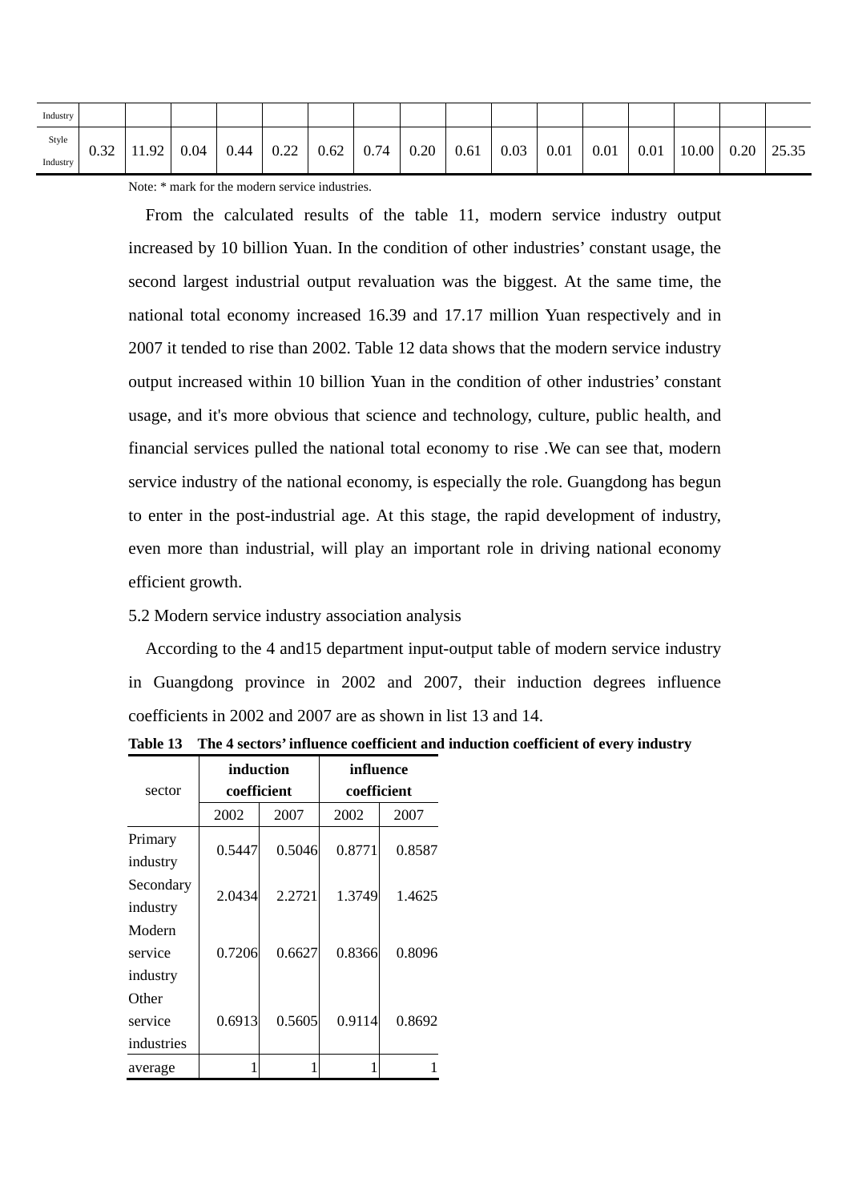| Industry | | | | | | | | | | | | | | | | |
|---|---|---|---|---|---|---|---|---|---|---|---|---|---|---|---|---|
| Style Industry | 0.32 | 11.92 | 0.04 | 0.44 | 0.22 | 0.62 | 0.74 | 0.20 | 0.61 | 0.03 | 0.01 | 0.01 | 0.01 | 10.00 | 0.20 | 25.35 |

Note: * mark for the modern service industries.

From the calculated results of the table 11, modern service industry output increased by 10 billion Yuan. In the condition of other industries' constant usage, the second largest industrial output revaluation was the biggest. At the same time, the national total economy increased 16.39 and 17.17 million Yuan respectively and in 2007 it tended to rise than 2002. Table 12 data shows that the modern service industry output increased within 10 billion Yuan in the condition of other industries' constant usage, and it's more obvious that science and technology, culture, public health, and financial services pulled the national total economy to rise .We can see that, modern service industry of the national economy, is especially the role. Guangdong has begun to enter in the post-industrial age. At this stage, the rapid development of industry, even more than industrial, will play an important role in driving national economy efficient growth.

5.2 Modern service industry association analysis

According to the 4 and15 department input-output table of modern service industry in Guangdong province in 2002 and 2007, their induction degrees influence coefficients in 2002 and 2007 are as shown in list 13 and 14.

**Table 13 The 4 sectors' influence coefficient and induction coefficient of every industry**

| sector | induction coefficient | | influence coefficient | |
|---|---|---|---|---|
| | 2002 | 2007 | 2002 | 2007 |
| Primary industry | 0.5447 | 0.5046 | 0.8771 | 0.8587 |
| Secondary industry | 2.0434 | 2.2721 | 1.3749 | 1.4625 |
| Modern service industry | 0.7206 | 0.6627 | 0.8366 | 0.8096 |
| Other service industries | 0.6913 | 0.5605 | 0.9114 | 0.8692 |
| average | 1 | 1 | 1 | 1 |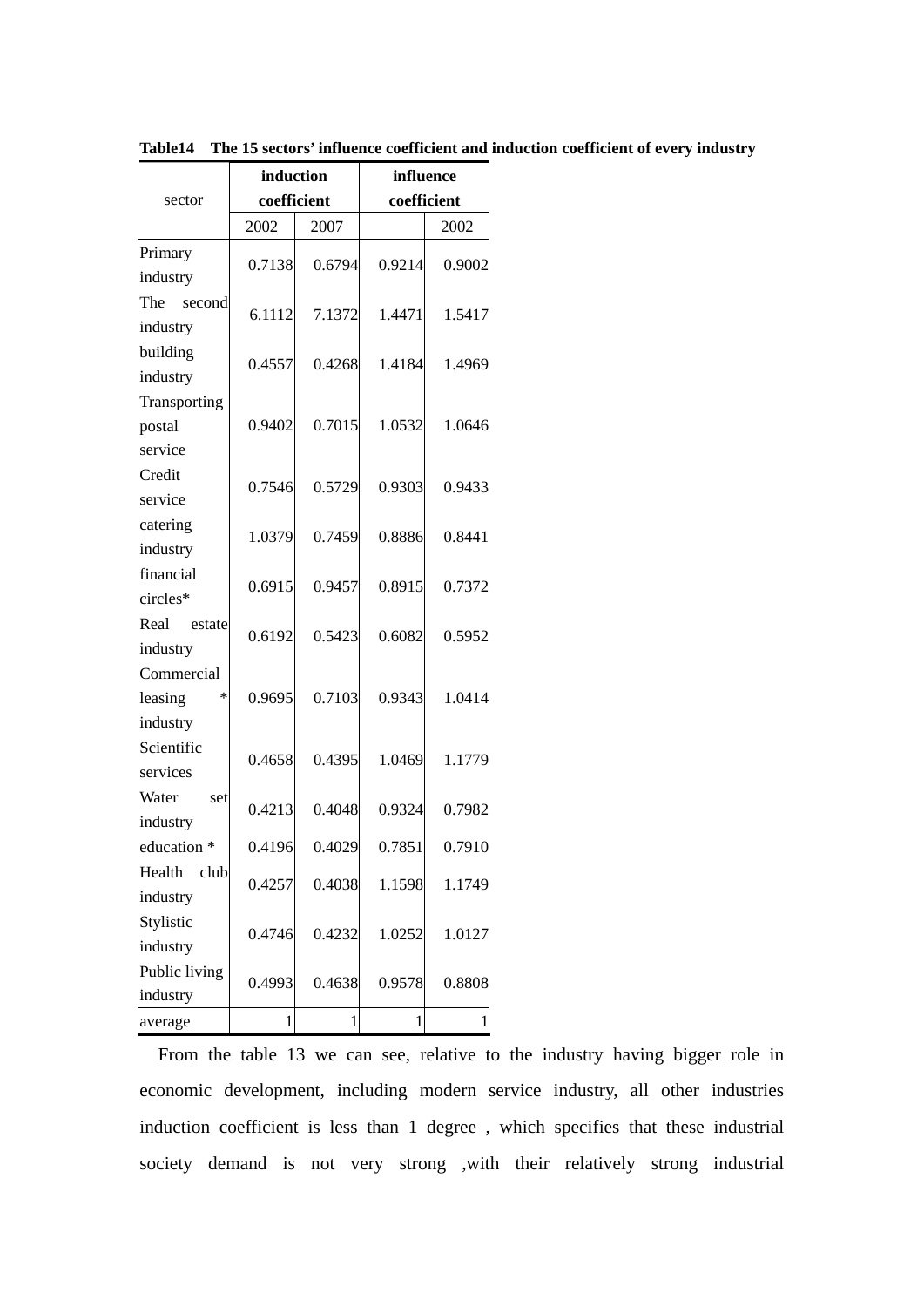**Table14 The 15 sectors' influence coefficient and induction coefficient of every industry**

| sector | induction coefficient | | influence coefficient | |
|---|---|---|---|---|
| | 2002 | 2007 | | 2002 |
| Primary industry | 0.7138 | 0.6794 | 0.9214 | 0.9002 |
| The second industry | 6.1112 | 7.1372 | 1.4471 | 1.5417 |
| building industry | 0.4557 | 0.4268 | 1.4184 | 1.4969 |
| Transporting postal service | 0.9402 | 0.7015 | 1.0532 | 1.0646 |
| Credit service | 0.7546 | 0.5729 | 0.9303 | 0.9433 |
| catering industry | 1.0379 | 0.7459 | 0.8886 | 0.8441 |
| financial circles* | 0.6915 | 0.9457 | 0.8915 | 0.7372 |
| Real estate industry | 0.6192 | 0.5423 | 0.6082 | 0.5952 |
| Commercial leasing * industry | 0.9695 | 0.7103 | 0.9343 | 1.0414 |
| Scientific services | 0.4658 | 0.4395 | 1.0469 | 1.1779 |
| Water set industry | 0.4213 | 0.4048 | 0.9324 | 0.7982 |
| education * | 0.4196 | 0.4029 | 0.7851 | 0.7910 |
| Health club industry | 0.4257 | 0.4038 | 1.1598 | 1.1749 |
| Stylistic industry | 0.4746 | 0.4232 | 1.0252 | 1.0127 |
| Public living industry | 0.4993 | 0.4638 | 0.9578 | 0.8808 |
| average | 1 | 1 | 1 | 1 |

From the table 13 we can see, relative to the industry having bigger role in economic development, including modern service industry, all other industries induction coefficient is less than 1 degree , which specifies that these industrial society demand is not very strong ,with their relatively strong industrial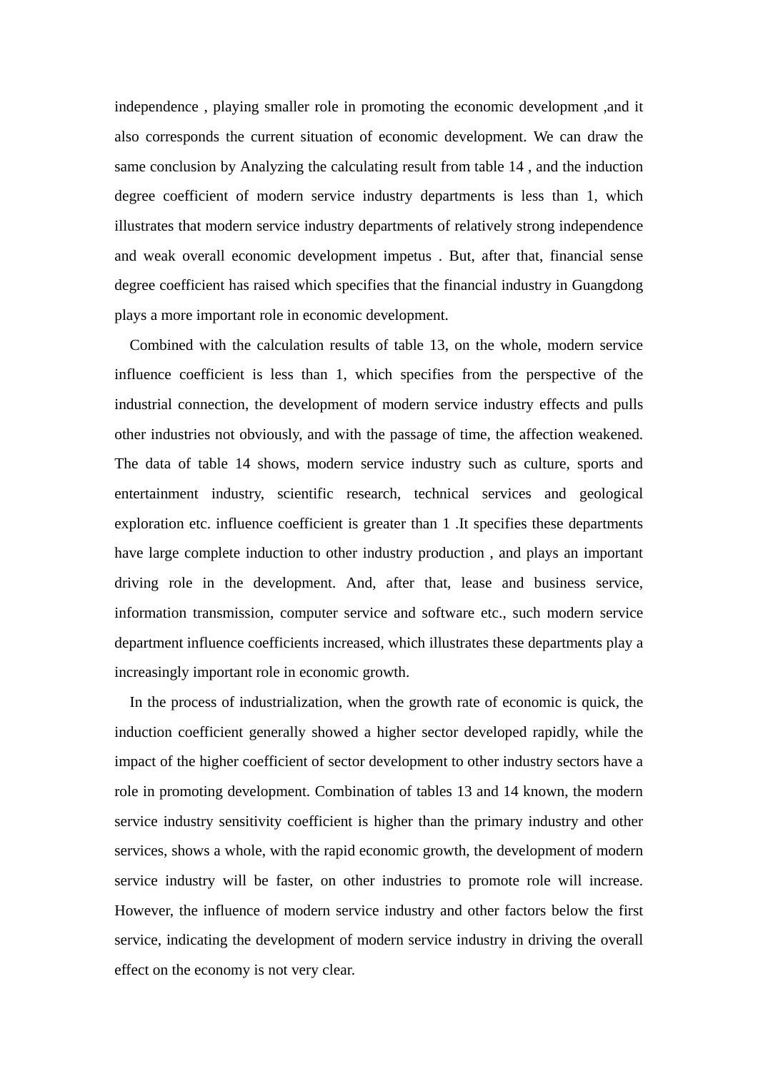independence , playing smaller role in promoting the economic development ,and it also corresponds the current situation of economic development. We can draw the same conclusion by Analyzing the calculating result from table 14 , and the induction degree coefficient of modern service industry departments is less than 1, which illustrates that modern service industry departments of relatively strong independence and weak overall economic development impetus . But, after that, financial sense degree coefficient has raised which specifies that the financial industry in Guangdong plays a more important role in economic development.

Combined with the calculation results of table 13, on the whole, modern service influence coefficient is less than 1, which specifies from the perspective of the industrial connection, the development of modern service industry effects and pulls other industries not obviously, and with the passage of time, the affection weakened. The data of table 14 shows, modern service industry such as culture, sports and entertainment industry, scientific research, technical services and geological exploration etc. influence coefficient is greater than 1 .It specifies these departments have large complete induction to other industry production , and plays an important driving role in the development. And, after that, lease and business service, information transmission, computer service and software etc., such modern service department influence coefficients increased, which illustrates these departments play a increasingly important role in economic growth.

In the process of industrialization, when the growth rate of economic is quick, the induction coefficient generally showed a higher sector developed rapidly, while the impact of the higher coefficient of sector development to other industry sectors have a role in promoting development. Combination of tables 13 and 14 known, the modern service industry sensitivity coefficient is higher than the primary industry and other services, shows a whole, with the rapid economic growth, the development of modern service industry will be faster, on other industries to promote role will increase. However, the influence of modern service industry and other factors below the first service, indicating the development of modern service industry in driving the overall effect on the economy is not very clear.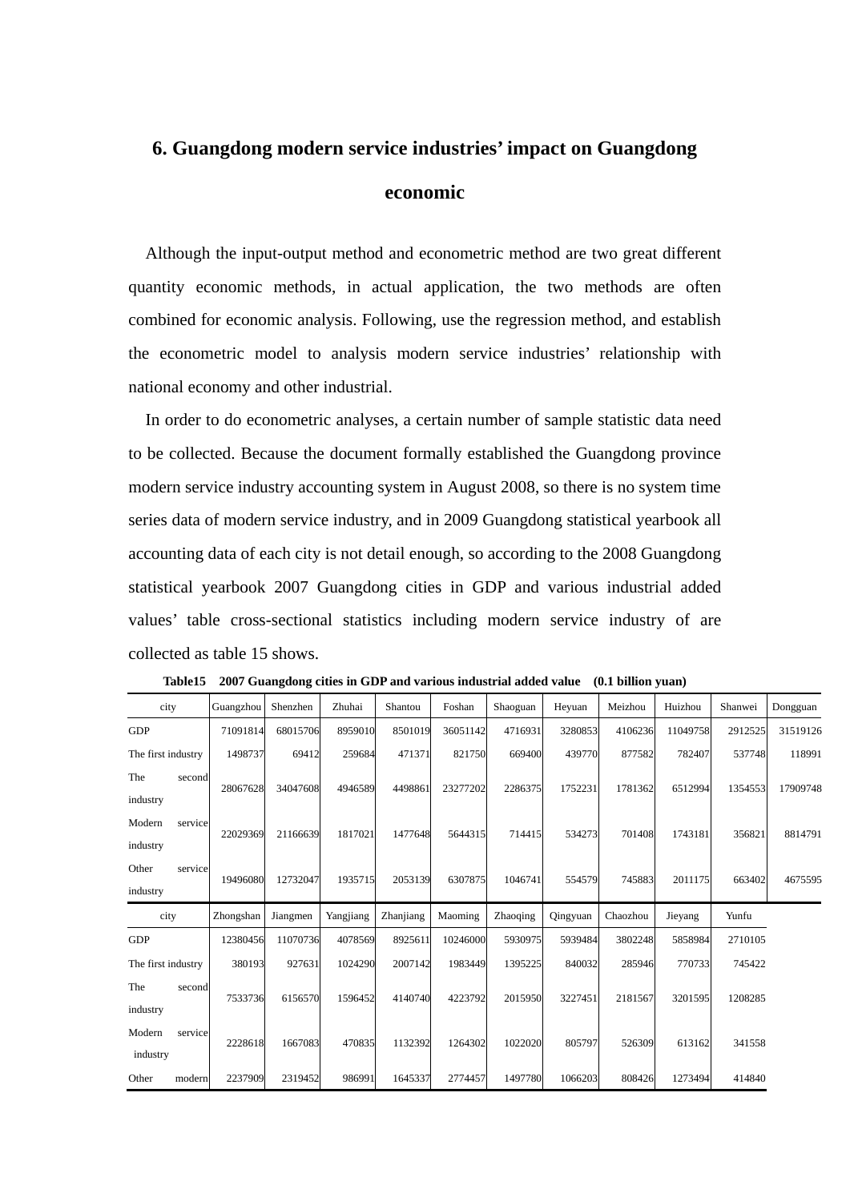# 6. Guangdong modern service industries' impact on Guangdong economic

Although the input-output method and econometric method are two great different quantity economic methods, in actual application, the two methods are often combined for economic analysis. Following, use the regression method, and establish the econometric model to analysis modern service industries' relationship with national economy and other industrial.

In order to do econometric analyses, a certain number of sample statistic data need to be collected. Because the document formally established the Guangdong province modern service industry accounting system in August 2008, so there is no system time series data of modern service industry, and in 2009 Guangdong statistical yearbook all accounting data of each city is not detail enough, so according to the 2008 Guangdong statistical yearbook 2007 Guangdong cities in GDP and various industrial added values' table cross-sectional statistics including modern service industry of are collected as table 15 shows.

**Table15 2007 Guangdong cities in GDP and various industrial added value (0.1 billion yuan)**

| city | Guangzhou | Shenzhen | Zhuhai | Shantou | Foshan | Shaoguan | Heyuan | Meizhou | Huizhou | Shanwei | Dongguan |
|---|---|---|---|---|---|---|---|---|---|---|---|
| GDP | 71091814 | 68015706 | 8959010 | 8501019 | 36051142 | 4716931 | 3280853 | 4106236 | 11049758 | 2912525 | 31519126 |
| The first industry | 1498737 | 69412 | 259684 | 471371 | 821750 | 669400 | 439770 | 877582 | 782407 | 537748 | 118991 |
| The second industry | 28067628 | 34047608 | 4946589 | 4498861 | 23277202 | 2286375 | 1752231 | 1781362 | 6512994 | 1354553 | 17909748 |
| Modern service industry | 22029369 | 21166639 | 1817021 | 1477648 | 5644315 | 714415 | 534273 | 701408 | 1743181 | 356821 | 8814791 |
| Other service industry | 19496080 | 12732047 | 1935715 | 2053139 | 6307875 | 1046741 | 554579 | 745883 | 2011175 | 663402 | 4675595 |

| city | Zhongshan | Jiangmen | Yangjiang | Zhanjiang | Maoming | Zhaoqing | Qingyuan | Chaozhou | Jieyang | Yunfu |
|---|---|---|---|---|---|---|---|---|---|---|
| GDP | 12380456 | 11070736 | 4078569 | 8925611 | 10246000 | 5930975 | 5939484 | 3802248 | 5858984 | 2710105 |
| The first industry | 380193 | 927631 | 1024290 | 2007142 | 1983449 | 1395225 | 840032 | 285946 | 770733 | 745422 |
| The second industry | 7533736 | 6156570 | 1596452 | 4140740 | 4223792 | 2015950 | 3227451 | 2181567 | 3201595 | 1208285 |
| Modern service industry | 2228618 | 1667083 | 470835 | 1132392 | 1264302 | 1022020 | 805797 | 526309 | 613162 | 341558 |
| Other modern | 2237909 | 2319452 | 986991 | 1645337 | 2774457 | 1497780 | 1066203 | 808426 | 1273494 | 414840 |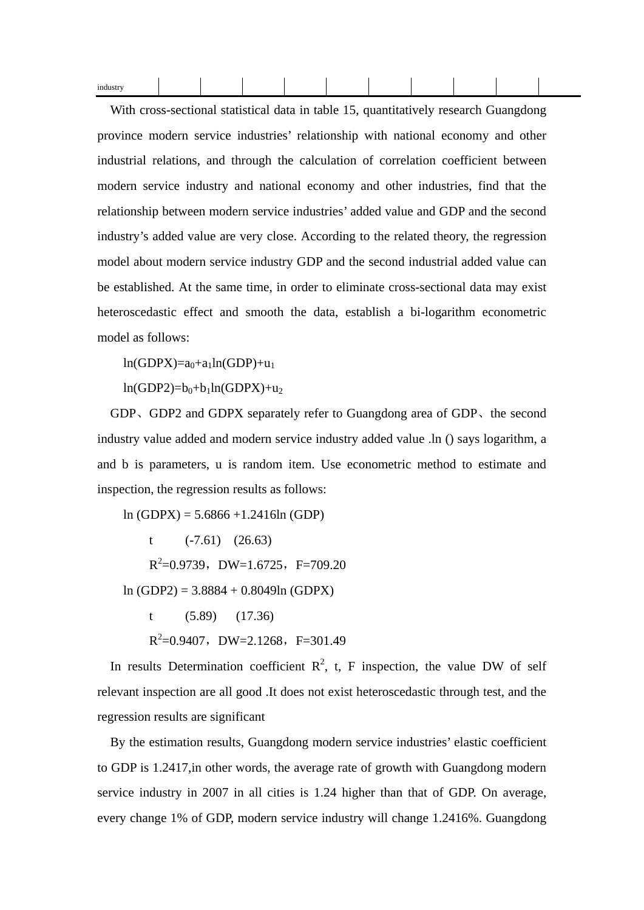| industry | | | | | | | | | | |
|---|---|---|---|---|---|---|---|---|---|---|

With cross-sectional statistical data in table 15, quantitatively research Guangdong province modern service industries' relationship with national economy and other industrial relations, and through the calculation of correlation coefficient between modern service industry and national economy and other industries, find that the relationship between modern service industries' added value and GDP and the second industry's added value are very close. According to the related theory, the regression model about modern service industry GDP and the second industrial added value can be established. At the same time, in order to eliminate cross-sectional data may exist heteroscedastic effect and smooth the data, establish a bi-logarithm econometric model as follows:

$$\ln(GDPX)=a_0+a_1\ln(GDP)+u_1$$

$$\ln(GDP2)=b_0+b_1\ln(GDPX)+u_2$$

GDP、GDP2 and GDPX separately refer to Guangdong area of GDP、the second industry value added and modern service industry added value .ln () says logarithm, a and b is parameters, u is random item. Use econometric method to estimate and inspection, the regression results as follows:

$$\ln(GDPX) = 5.6866 + 1.2416\ln(GDP)$$

t (-7.61) (26.63)

$R^2$=0.9739，DW=1.6725，F=709.20

$$\ln(GDP2) = 3.8884 + 0.8049\ln(GDPX)$$

t (5.89) (17.36)

$R^2$=0.9407，DW=2.1268，F=301.49

In results Determination coefficient $R^2$, t, F inspection, the value DW of self relevant inspection are all good .It does not exist heteroscedastic through test, and the regression results are significant

By the estimation results, Guangdong modern service industries' elastic coefficient to GDP is 1.2417,in other words, the average rate of growth with Guangdong modern service industry in 2007 in all cities is 1.24 higher than that of GDP. On average, every change 1% of GDP, modern service industry will change 1.2416%. Guangdong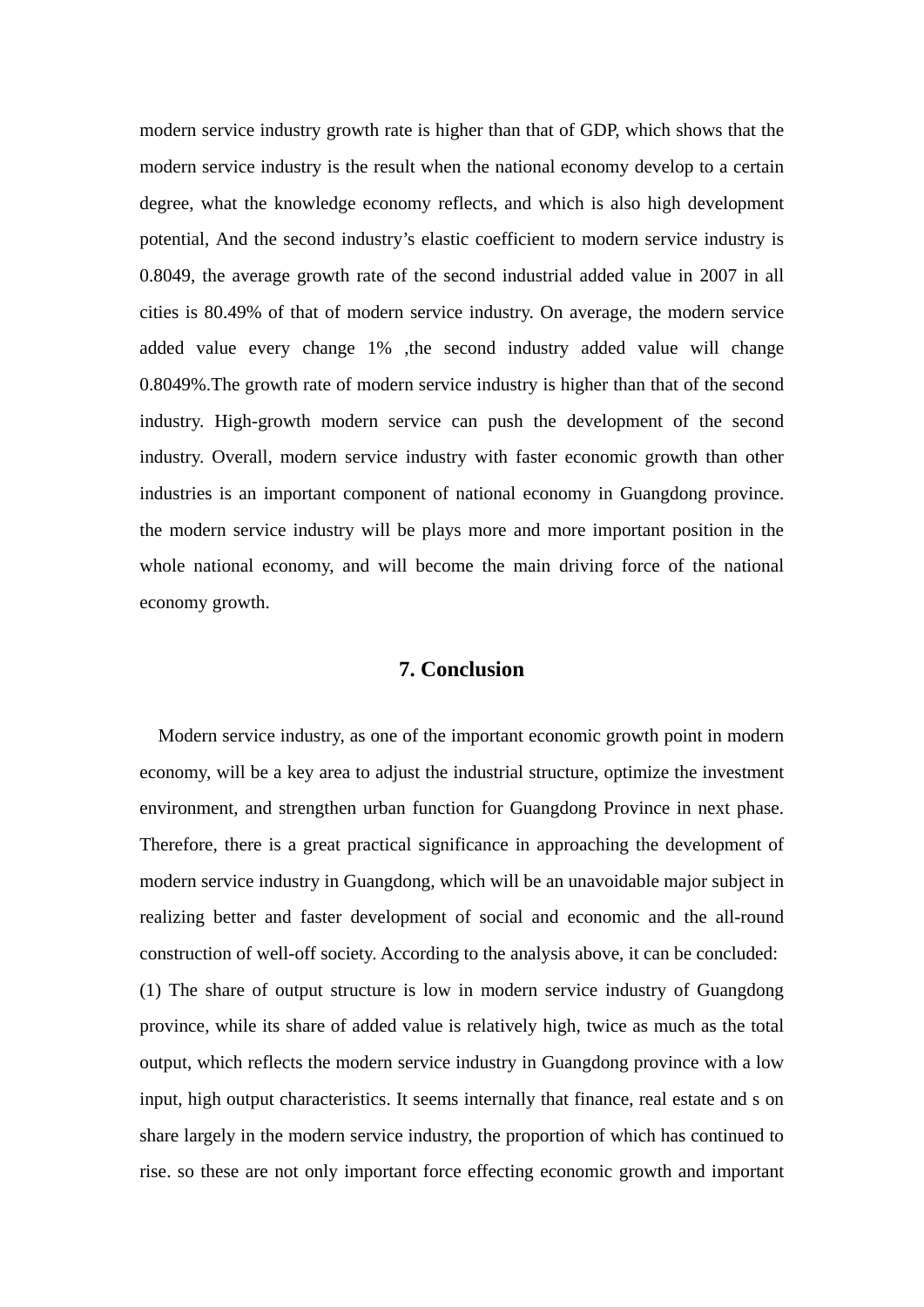modern service industry growth rate is higher than that of GDP, which shows that the modern service industry is the result when the national economy develop to a certain degree, what the knowledge economy reflects, and which is also high development potential, And the second industry's elastic coefficient to modern service industry is 0.8049, the average growth rate of the second industrial added value in 2007 in all cities is 80.49% of that of modern service industry. On average, the modern service added value every change 1% ,the second industry added value will change 0.8049%.The growth rate of modern service industry is higher than that of the second industry. High-growth modern service can push the development of the second industry. Overall, modern service industry with faster economic growth than other industries is an important component of national economy in Guangdong province. the modern service industry will be plays more and more important position in the whole national economy, and will become the main driving force of the national economy growth.

## 7. Conclusion

Modern service industry, as one of the important economic growth point in modern economy, will be a key area to adjust the industrial structure, optimize the investment environment, and strengthen urban function for Guangdong Province in next phase. Therefore, there is a great practical significance in approaching the development of modern service industry in Guangdong, which will be an unavoidable major subject in realizing better and faster development of social and economic and the all-round construction of well-off society. According to the analysis above, it can be concluded:

(1) The share of output structure is low in modern service industry of Guangdong province, while its share of added value is relatively high, twice as much as the total output, which reflects the modern service industry in Guangdong province with a low input, high output characteristics. It seems internally that finance, real estate and s on share largely in the modern service industry, the proportion of which has continued to rise. so these are not only important force effecting economic growth and important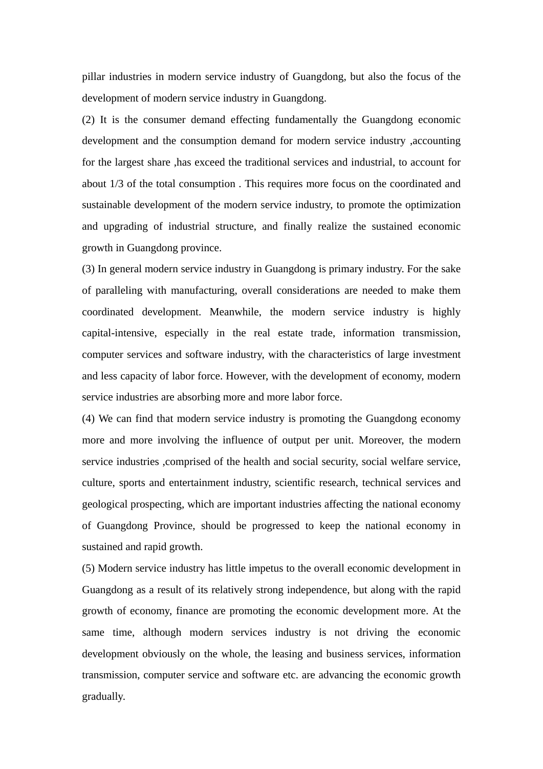pillar industries in modern service industry of Guangdong, but also the focus of the development of modern service industry in Guangdong.

(2) It is the consumer demand effecting fundamentally the Guangdong economic development and the consumption demand for modern service industry ,accounting for the largest share ,has exceed the traditional services and industrial, to account for about 1/3 of the total consumption . This requires more focus on the coordinated and sustainable development of the modern service industry, to promote the optimization and upgrading of industrial structure, and finally realize the sustained economic growth in Guangdong province.

(3) In general modern service industry in Guangdong is primary industry. For the sake of paralleling with manufacturing, overall considerations are needed to make them coordinated development. Meanwhile, the modern service industry is highly capital-intensive, especially in the real estate trade, information transmission, computer services and software industry, with the characteristics of large investment and less capacity of labor force. However, with the development of economy, modern service industries are absorbing more and more labor force.

(4) We can find that modern service industry is promoting the Guangdong economy more and more involving the influence of output per unit. Moreover, the modern service industries ,comprised of the health and social security, social welfare service, culture, sports and entertainment industry, scientific research, technical services and geological prospecting, which are important industries affecting the national economy of Guangdong Province, should be progressed to keep the national economy in sustained and rapid growth.

(5) Modern service industry has little impetus to the overall economic development in Guangdong as a result of its relatively strong independence, but along with the rapid growth of economy, finance are promoting the economic development more. At the same time, although modern services industry is not driving the economic development obviously on the whole, the leasing and business services, information transmission, computer service and software etc. are advancing the economic growth gradually.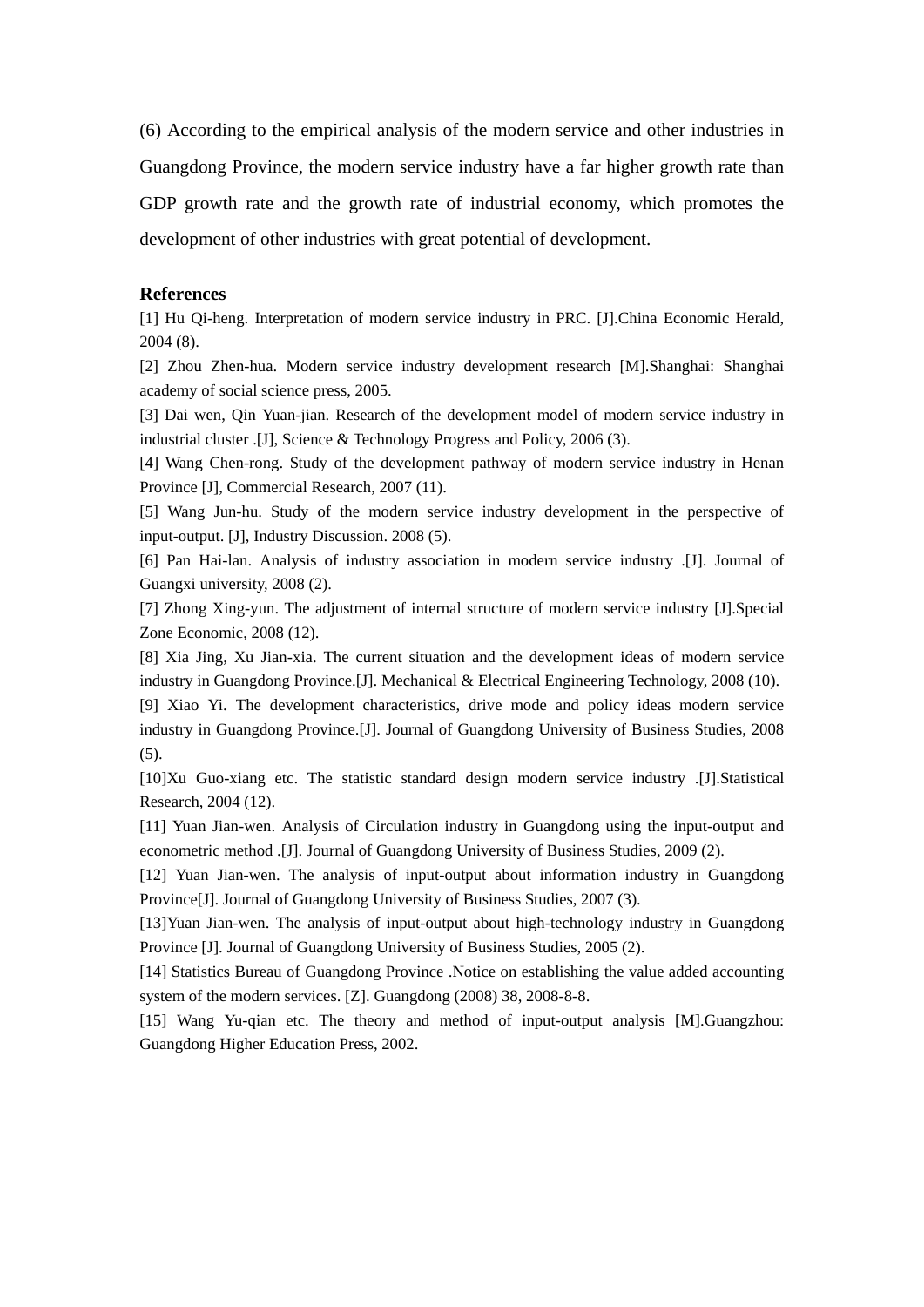(6) According to the empirical analysis of the modern service and other industries in Guangdong Province, the modern service industry have a far higher growth rate than GDP growth rate and the growth rate of industrial economy, which promotes the development of other industries with great potential of development.

## References

[1] Hu Qi-heng. Interpretation of modern service industry in PRC. [J].China Economic Herald, 2004 (8).

[2] Zhou Zhen-hua. Modern service industry development research [M].Shanghai: Shanghai academy of social science press, 2005.

[3] Dai wen, Qin Yuan-jian. Research of the development model of modern service industry in industrial cluster .[J], Science & Technology Progress and Policy, 2006 (3).

[4] Wang Chen-rong. Study of the development pathway of modern service industry in Henan Province [J], Commercial Research, 2007 (11).

[5] Wang Jun-hu. Study of the modern service industry development in the perspective of input-output. [J], Industry Discussion. 2008 (5).

[6] Pan Hai-lan. Analysis of industry association in modern service industry .[J]. Journal of Guangxi university, 2008 (2).

[7] Zhong Xing-yun. The adjustment of internal structure of modern service industry [J].Special Zone Economic, 2008 (12).

[8] Xia Jing, Xu Jian-xia. The current situation and the development ideas of modern service industry in Guangdong Province.[J]. Mechanical & Electrical Engineering Technology, 2008 (10).

[9] Xiao Yi. The development characteristics, drive mode and policy ideas modern service industry in Guangdong Province.[J]. Journal of Guangdong University of Business Studies, 2008 (5).

[10]Xu Guo-xiang etc. The statistic standard design modern service industry .[J].Statistical Research, 2004 (12).

[11] Yuan Jian-wen. Analysis of Circulation industry in Guangdong using the input-output and econometric method .[J]. Journal of Guangdong University of Business Studies, 2009 (2).

[12] Yuan Jian-wen. The analysis of input-output about information industry in Guangdong Province[J]. Journal of Guangdong University of Business Studies, 2007 (3).

[13]Yuan Jian-wen. The analysis of input-output about high-technology industry in Guangdong Province [J]. Journal of Guangdong University of Business Studies, 2005 (2).

[14] Statistics Bureau of Guangdong Province .Notice on establishing the value added accounting system of the modern services. [Z]. Guangdong (2008) 38, 2008-8-8.

[15] Wang Yu-qian etc. The theory and method of input-output analysis [M].Guangzhou: Guangdong Higher Education Press, 2002.